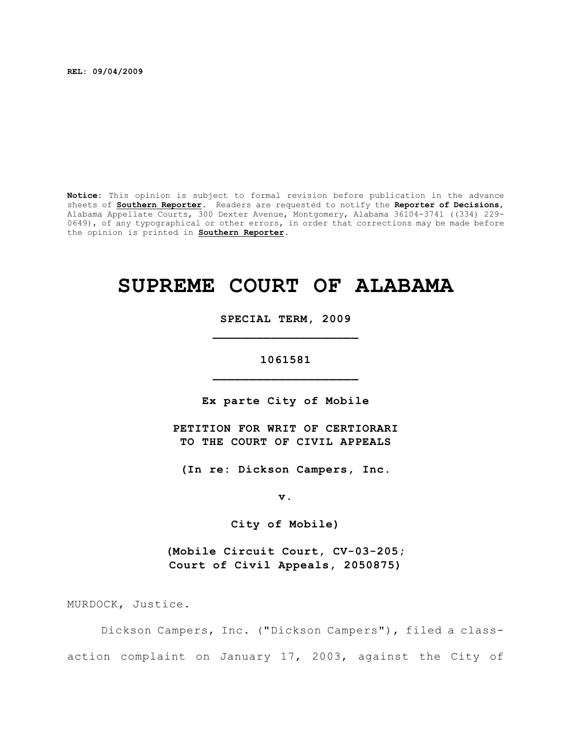**REL: 09/04/2009**

**Notice:** This opinion is subject to formal revision before publication in the advance sheets of **Southern Reporter**. Readers are requested to notify the **Reporter of Decisions**, Alabama Appellate Courts, 300 Dexter Avenue, Montgomery, Alabama 36104-3741 ((334) 229-0649), of any typographical or other errors, in order that corrections may be made before the opinion is printed in **Southern Reporter**.

# SUPREME COURT OF ALABAMA

**SPECIAL TERM, 2009**

**1061581**

**Ex parte City of Mobile**

**PETITION FOR WRIT OF CERTIORARI TO THE COURT OF CIVIL APPEALS**

**(In re: Dickson Campers, Inc.**

**v.**

**City of Mobile)**

**(Mobile Circuit Court, CV-03-205; Court of Civil Appeals, 2050875)**

MURDOCK, Justice.

Dickson Campers, Inc. ("Dickson Campers"), filed a class-action complaint on January 17, 2003, against the City of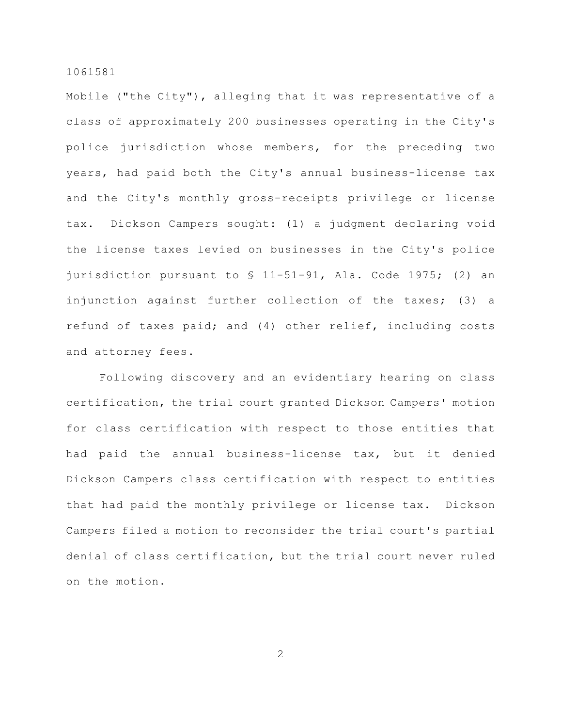Mobile ("the City"), alleging that it was representative of a class of approximately 200 businesses operating in the City's police jurisdiction whose members, for the preceding two years, had paid both the City's annual business-license tax and the City's monthly gross-receipts privilege or license tax. Dickson Campers sought: (1) a judgment declaring void the license taxes levied on businesses in the City's police jurisdiction pursuant to § 11-51-91, Ala. Code 1975; (2) an injunction against further collection of the taxes; (3) a refund of taxes paid; and (4) other relief, including costs and attorney fees.

Following discovery and an evidentiary hearing on class certification, the trial court granted Dickson Campers' motion for class certification with respect to those entities that had paid the annual business-license tax, but it denied Dickson Campers class certification with respect to entities that had paid the monthly privilege or license tax. Dickson Campers filed a motion to reconsider the trial court's partial denial of class certification, but the trial court never ruled on the motion.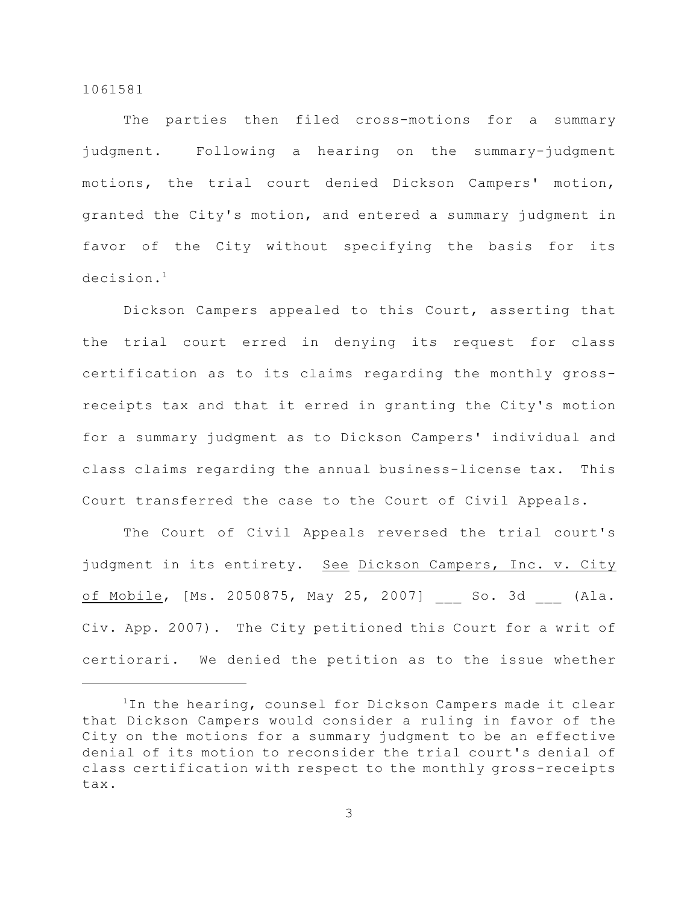The parties then filed cross-motions for a summary judgment. Following a hearing on the summary-judgment motions, the trial court denied Dickson Campers' motion, granted the City's motion, and entered a summary judgment in favor of the City without specifying the basis for its decision.[1]

Dickson Campers appealed to this Court, asserting that the trial court erred in denying its request for class certification as to its claims regarding the monthly gross-receipts tax and that it erred in granting the City's motion for a summary judgment as to Dickson Campers' individual and class claims regarding the annual business-license tax. This Court transferred the case to the Court of Civil Appeals.

The Court of Civil Appeals reversed the trial court's judgment in its entirety. See Dickson Campers, Inc. v. City of Mobile, [Ms. 2050875, May 25, 2007] ___ So. 3d ___ (Ala. Civ. App. 2007). The City petitioned this Court for a writ of certiorari. We denied the petition as to the issue whether

---

[1]In the hearing, counsel for Dickson Campers made it clear that Dickson Campers would consider a ruling in favor of the City on the motions for a summary judgment to be an effective denial of its motion to reconsider the trial court's denial of class certification with respect to the monthly gross-receipts tax.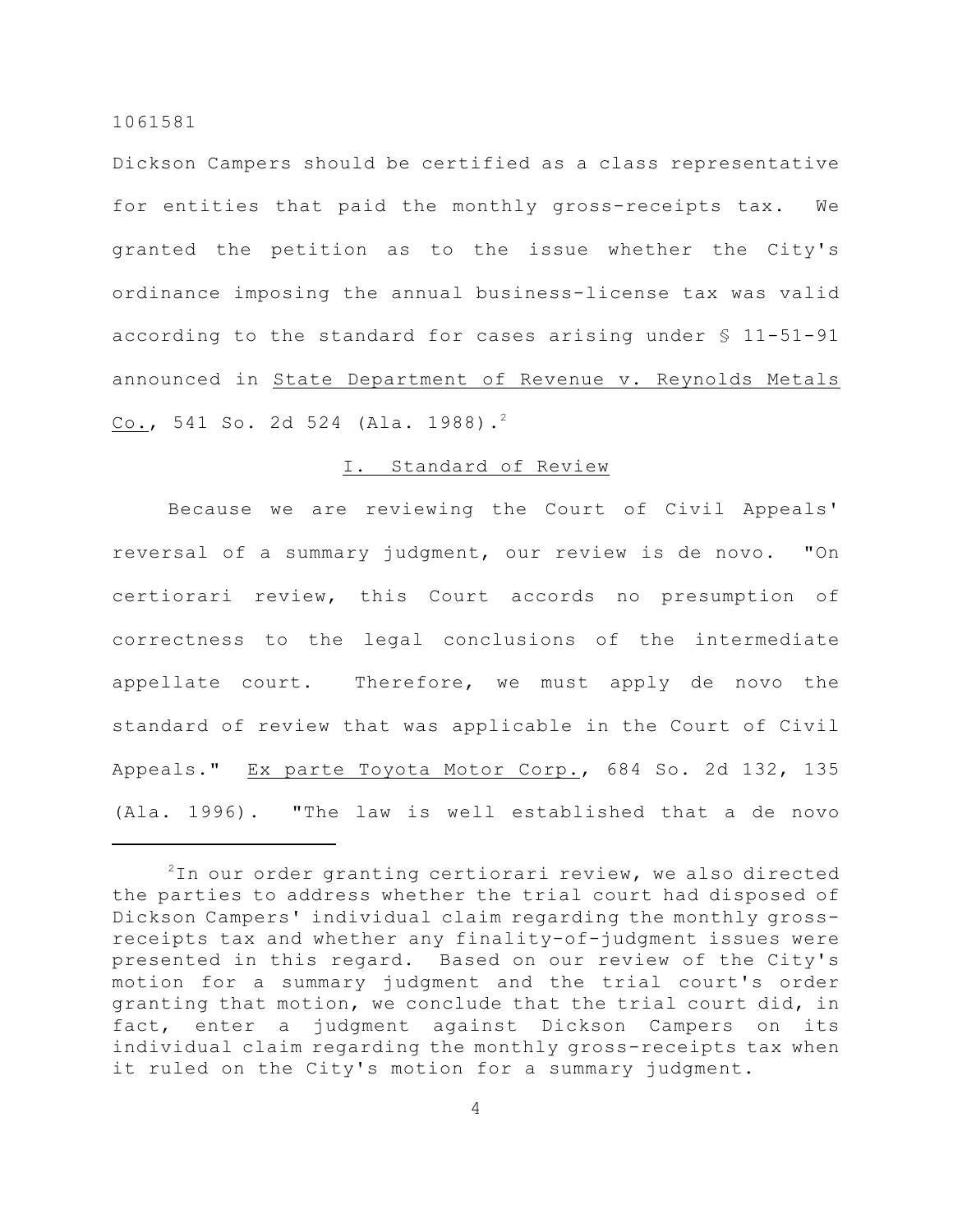Dickson Campers should be certified as a class representative for entities that paid the monthly gross-receipts tax. We granted the petition as to the issue whether the City's ordinance imposing the annual business-license tax was valid according to the standard for cases arising under § 11-51-91 announced in State Department of Revenue v. Reynolds Metals Co., 541 So. 2d 524 (Ala. 1988).[2]

## I. Standard of Review

Because we are reviewing the Court of Civil Appeals' reversal of a summary judgment, our review is de novo. "On certiorari review, this Court accords no presumption of correctness to the legal conclusions of the intermediate appellate court. Therefore, we must apply de novo the standard of review that was applicable in the Court of Civil Appeals." Ex parte Toyota Motor Corp., 684 So. 2d 132, 135 (Ala. 1996). "The law is well established that a de novo

---

[2]In our order granting certiorari review, we also directed the parties to address whether the trial court had disposed of Dickson Campers' individual claim regarding the monthly gross-receipts tax and whether any finality-of-judgment issues were presented in this regard. Based on our review of the City's motion for a summary judgment and the trial court's order granting that motion, we conclude that the trial court did, in fact, enter a judgment against Dickson Campers on its individual claim regarding the monthly gross-receipts tax when it ruled on the City's motion for a summary judgment.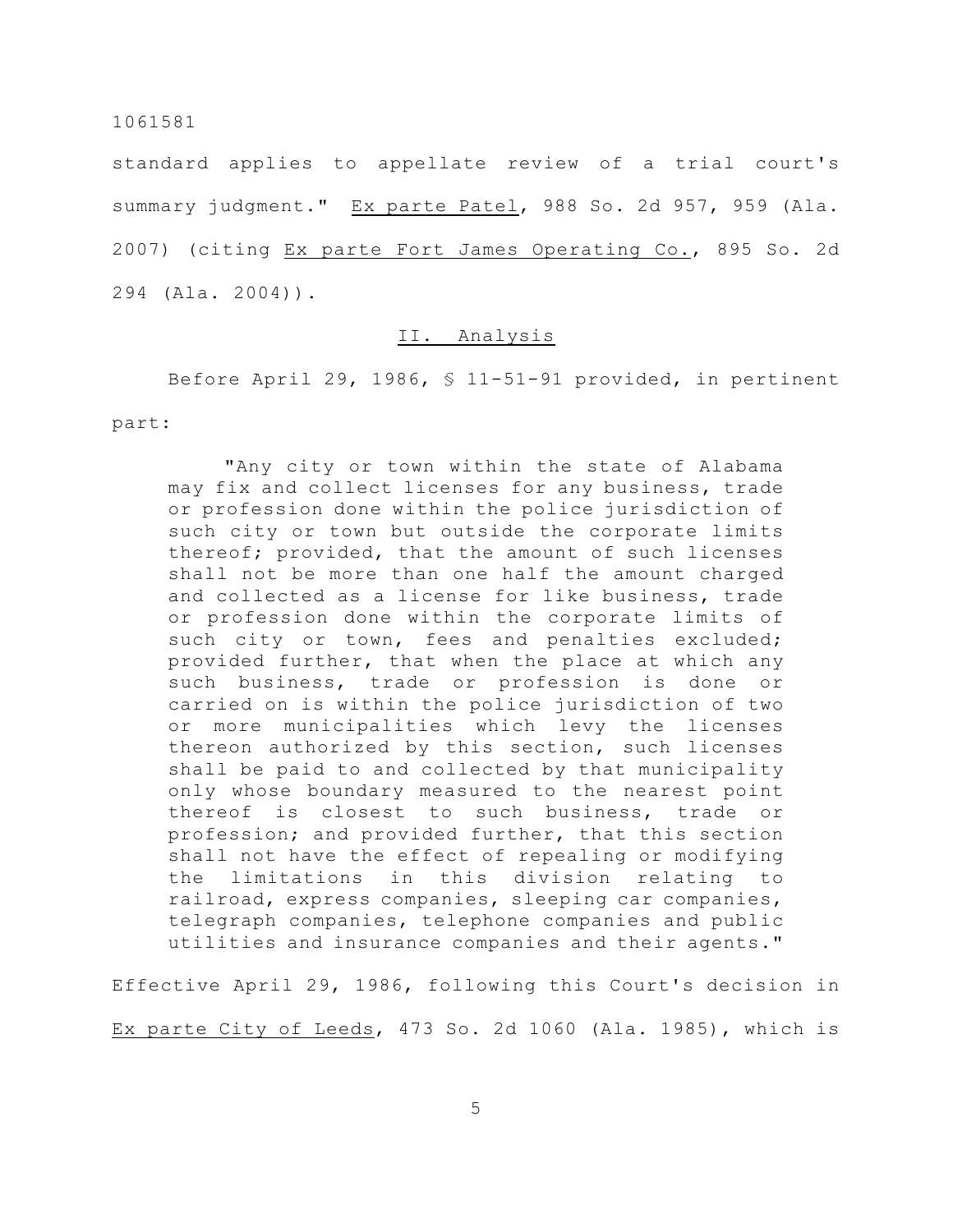standard applies to appellate review of a trial court's summary judgment." Ex parte Patel, 988 So. 2d 957, 959 (Ala. 2007) (citing Ex parte Fort James Operating Co., 895 So. 2d 294 (Ala. 2004)).

## II. Analysis

Before April 29, 1986, § 11-51-91 provided, in pertinent part:

> "Any city or town within the state of Alabama may fix and collect licenses for any business, trade or profession done within the police jurisdiction of such city or town but outside the corporate limits thereof; provided, that the amount of such licenses shall not be more than one half the amount charged and collected as a license for like business, trade or profession done within the corporate limits of such city or town, fees and penalties excluded; provided further, that when the place at which any such business, trade or profession is done or carried on is within the police jurisdiction of two or more municipalities which levy the licenses thereon authorized by this section, such licenses shall be paid to and collected by that municipality only whose boundary measured to the nearest point thereof is closest to such business, trade or profession; and provided further, that this section shall not have the effect of repealing or modifying the limitations in this division relating to railroad, express companies, sleeping car companies, telegraph companies, telephone companies and public utilities and insurance companies and their agents."

Effective April 29, 1986, following this Court's decision in Ex parte City of Leeds, 473 So. 2d 1060 (Ala. 1985), which is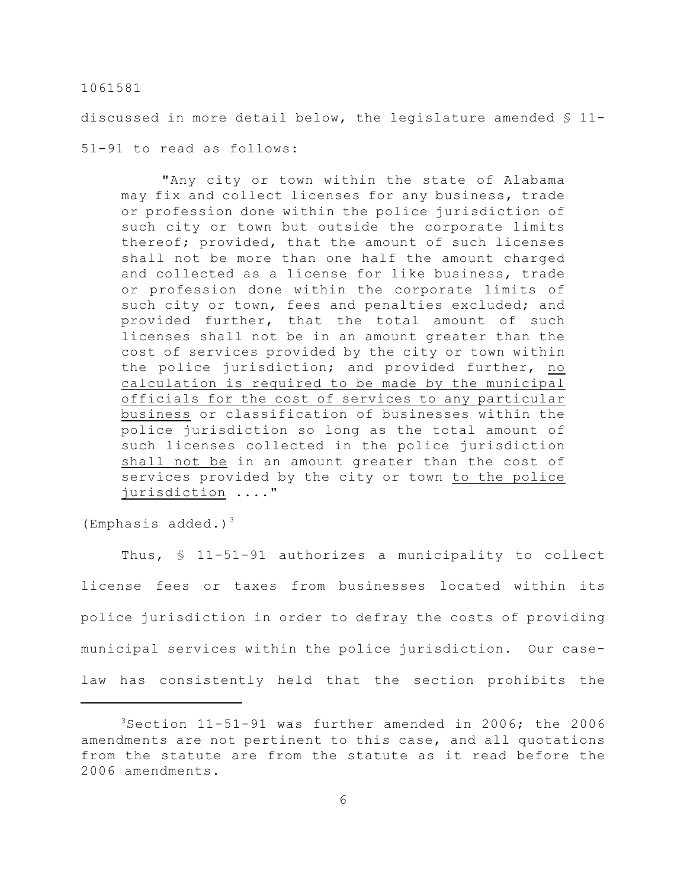discussed in more detail below, the legislature amended § 11-51-91 to read as follows:

> "Any city or town within the state of Alabama may fix and collect licenses for any business, trade or profession done within the police jurisdiction of such city or town but outside the corporate limits thereof; provided, that the amount of such licenses shall not be more than one half the amount charged and collected as a license for like business, trade or profession done within the corporate limits of such city or town, fees and penalties excluded; and provided further, that the total amount of such licenses shall not be in an amount greater than the cost of services provided by the city or town within the police jurisdiction; and provided further, <u>no calculation is required to be made by the municipal officials for the cost of services to any particular business</u> or classification of businesses within the police jurisdiction so long as the total amount of such licenses collected in the police jurisdiction <u>shall not be</u> in an amount greater than the cost of services provided by the city or town <u>to the police jurisdiction</u> ...."

(Emphasis added.)[3]

Thus, § 11-51-91 authorizes a municipality to collect license fees or taxes from businesses located within its police jurisdiction in order to defray the costs of providing municipal services within the police jurisdiction. Our case-law has consistently held that the section prohibits the

---

[3]Section 11-51-91 was further amended in 2006; the 2006 amendments are not pertinent to this case, and all quotations from the statute are from the statute as it read before the 2006 amendments.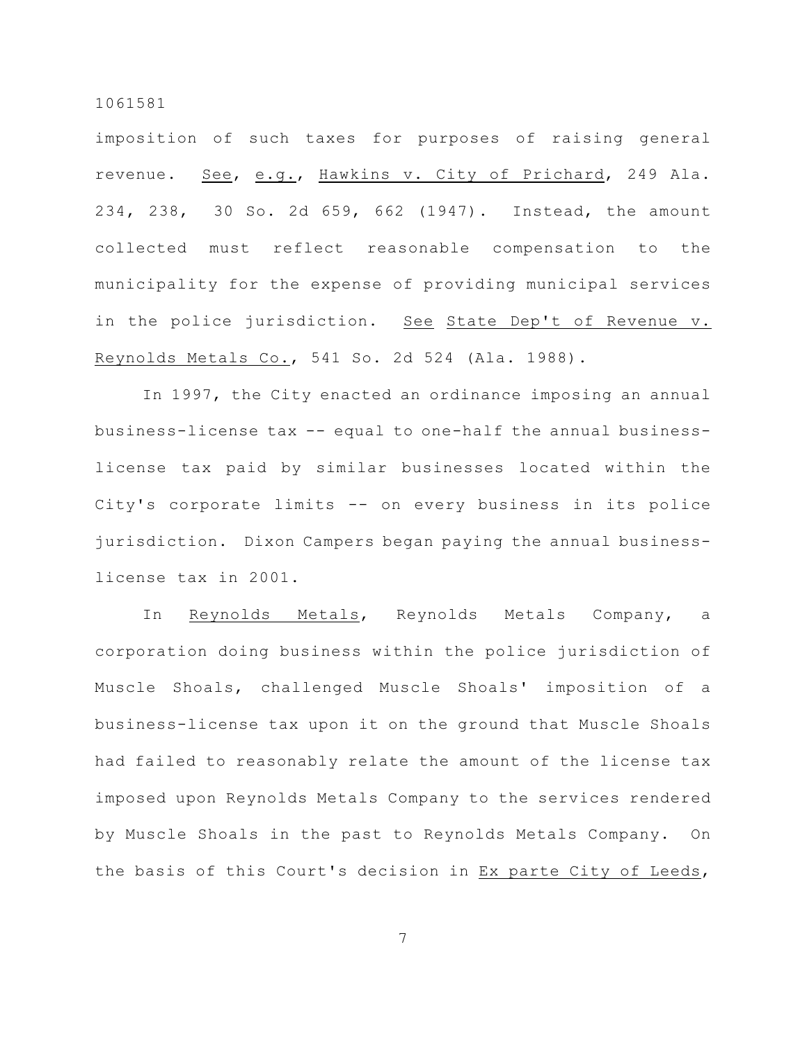imposition of such taxes for purposes of raising general revenue. _See_, _e.g._, _Hawkins v. City of Prichard_, 249 Ala. 234, 238, 30 So. 2d 659, 662 (1947). Instead, the amount collected must reflect reasonable compensation to the municipality for the expense of providing municipal services in the police jurisdiction. _See_ _State Dep't of Revenue v. Reynolds Metals Co._, 541 So. 2d 524 (Ala. 1988).

In 1997, the City enacted an ordinance imposing an annual business-license tax -- equal to one-half the annual business-license tax paid by similar businesses located within the City's corporate limits -- on every business in its police jurisdiction. Dixon Campers began paying the annual business-license tax in 2001.

In _Reynolds Metals_, Reynolds Metals Company, a corporation doing business within the police jurisdiction of Muscle Shoals, challenged Muscle Shoals' imposition of a business-license tax upon it on the ground that Muscle Shoals had failed to reasonably relate the amount of the license tax imposed upon Reynolds Metals Company to the services rendered by Muscle Shoals in the past to Reynolds Metals Company. On the basis of this Court's decision in _Ex parte City of Leeds_,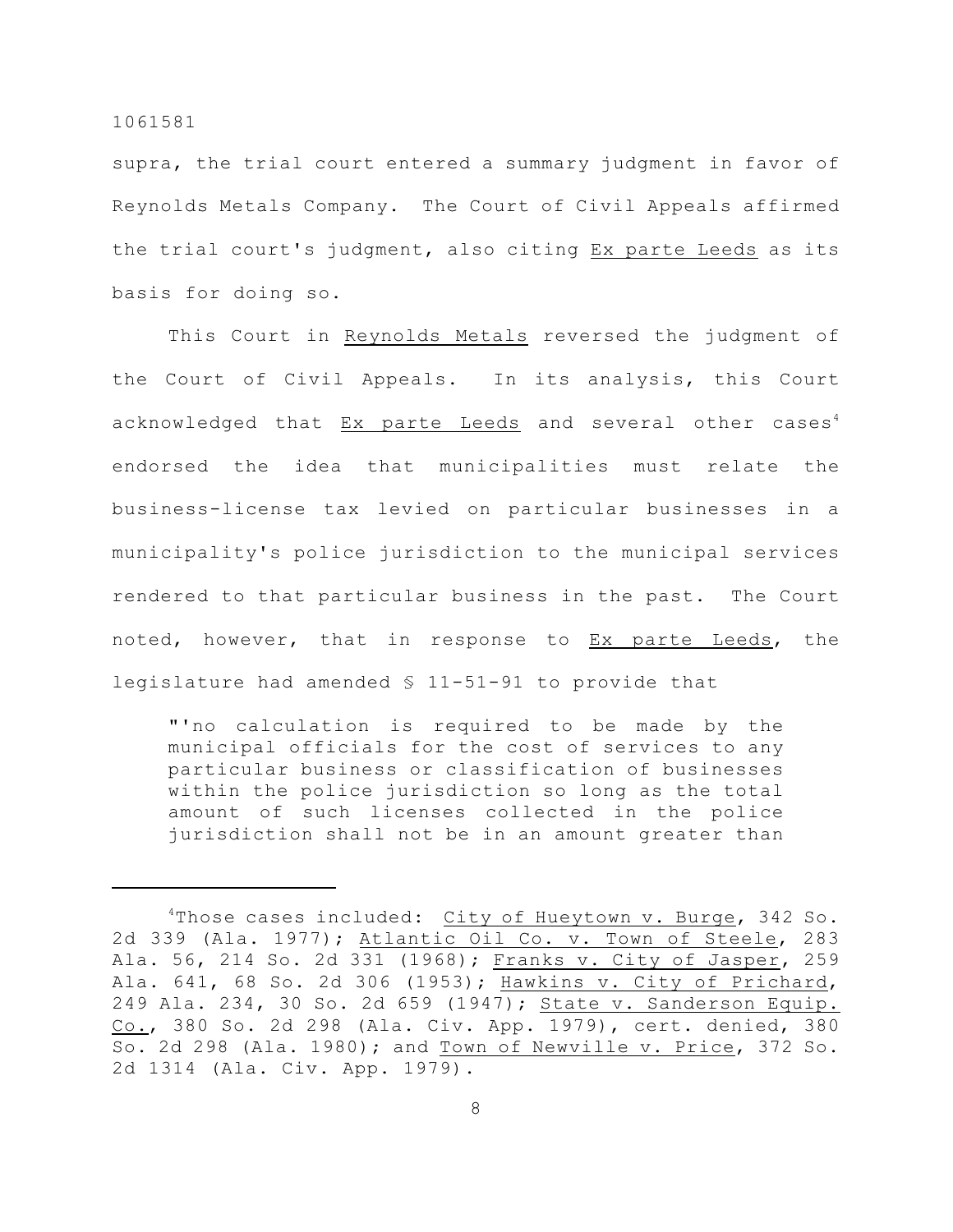supra, the trial court entered a summary judgment in favor of Reynolds Metals Company. The Court of Civil Appeals affirmed the trial court's judgment, also citing Ex parte Leeds as its basis for doing so.

This Court in Reynolds Metals reversed the judgment of the Court of Civil Appeals. In its analysis, this Court acknowledged that Ex parte Leeds and several other cases[4] endorsed the idea that municipalities must relate the business-license tax levied on particular businesses in a municipality's police jurisdiction to the municipal services rendered to that particular business in the past. The Court noted, however, that in response to Ex parte Leeds, the legislature had amended § 11-51-91 to provide that

> "'no calculation is required to be made by the municipal officials for the cost of services to any particular business or classification of businesses within the police jurisdiction so long as the total amount of such licenses collected in the police jurisdiction shall not be in an amount greater than

---

[4]Those cases included: City of Hueytown v. Burge, 342 So. 2d 339 (Ala. 1977); Atlantic Oil Co. v. Town of Steele, 283 Ala. 56, 214 So. 2d 331 (1968); Franks v. City of Jasper, 259 Ala. 641, 68 So. 2d 306 (1953); Hawkins v. City of Prichard, 249 Ala. 234, 30 So. 2d 659 (1947); State v. Sanderson Equip. Co., 380 So. 2d 298 (Ala. Civ. App. 1979), cert. denied, 380 So. 2d 298 (Ala. 1980); and Town of Newville v. Price, 372 So. 2d 1314 (Ala. Civ. App. 1979).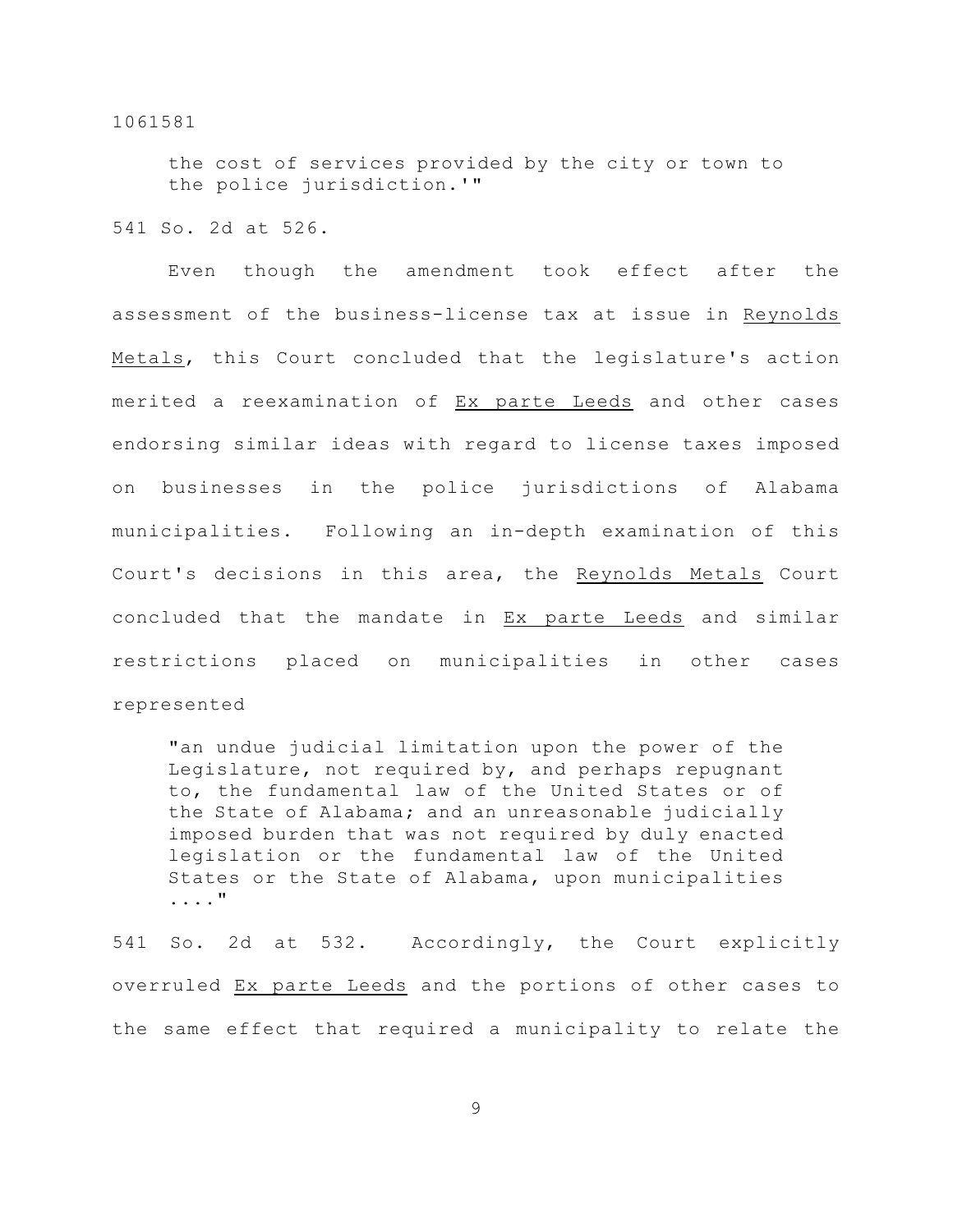> the cost of services provided by the city or town to the police jurisdiction.'"

541 So. 2d at 526.

Even though the amendment took effect after the assessment of the business-license tax at issue in Reynolds Metals, this Court concluded that the legislature's action merited a reexamination of Ex parte Leeds and other cases endorsing similar ideas with regard to license taxes imposed on businesses in the police jurisdictions of Alabama municipalities. Following an in-depth examination of this Court's decisions in this area, the Reynolds Metals Court concluded that the mandate in Ex parte Leeds and similar restrictions placed on municipalities in other cases represented

> "an undue judicial limitation upon the power of the Legislature, not required by, and perhaps repugnant to, the fundamental law of the United States or of the State of Alabama; and an unreasonable judicially imposed burden that was not required by duly enacted legislation or the fundamental law of the United States or the State of Alabama, upon municipalities ...."

541 So. 2d at 532. Accordingly, the Court explicitly overruled Ex parte Leeds and the portions of other cases to the same effect that required a municipality to relate the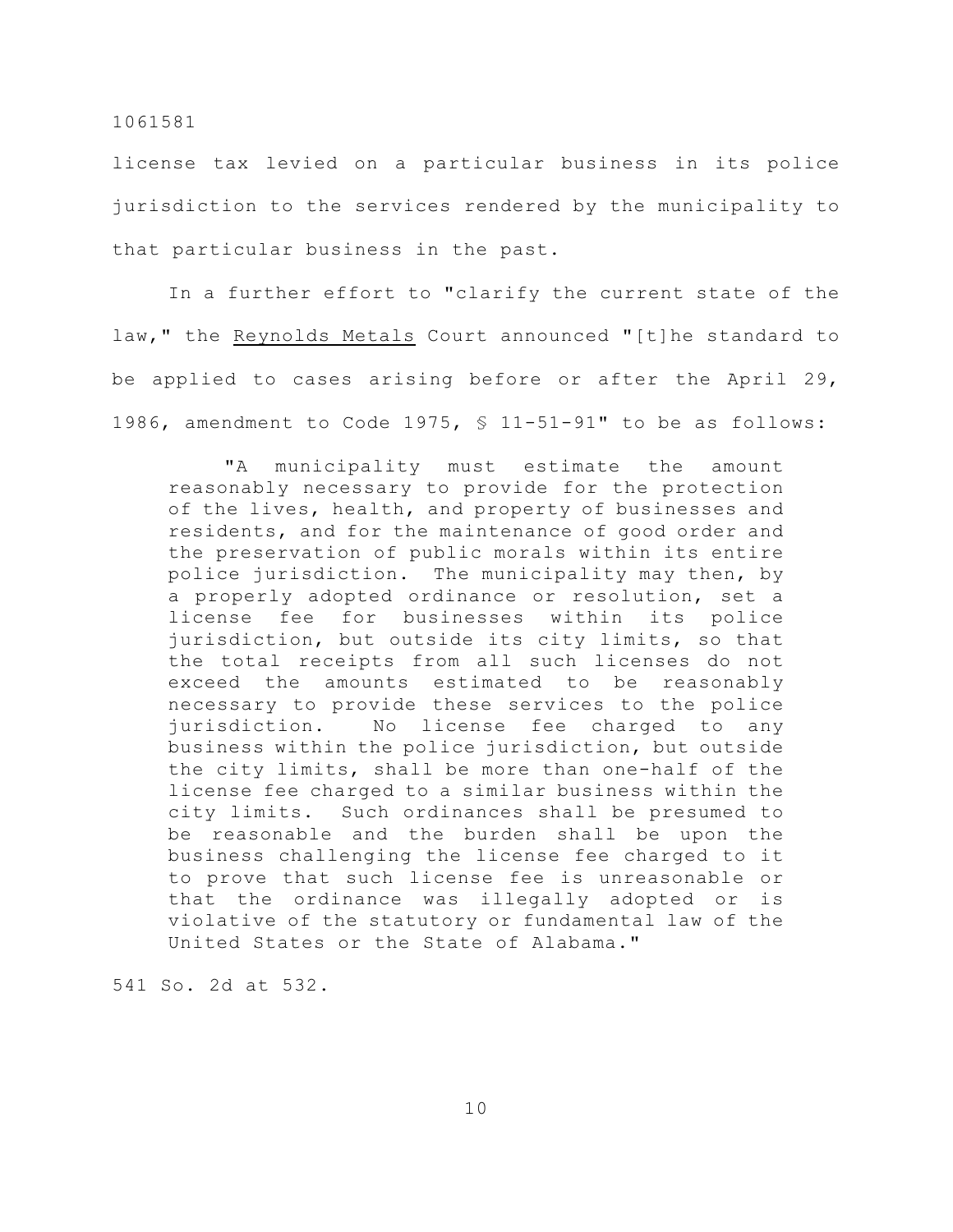license tax levied on a particular business in its police jurisdiction to the services rendered by the municipality to that particular business in the past.

In a further effort to "clarify the current state of the law," the <u>Reynolds Metals</u> Court announced "[t]he standard to be applied to cases arising before or after the April 29, 1986, amendment to Code 1975, § 11-51-91" to be as follows:

> "A municipality must estimate the amount reasonably necessary to provide for the protection of the lives, health, and property of businesses and residents, and for the maintenance of good order and the preservation of public morals within its entire police jurisdiction. The municipality may then, by a properly adopted ordinance or resolution, set a license fee for businesses within its police jurisdiction, but outside its city limits, so that the total receipts from all such licenses do not exceed the amounts estimated to be reasonably necessary to provide these services to the police jurisdiction. No license fee charged to any business within the police jurisdiction, but outside the city limits, shall be more than one-half of the license fee charged to a similar business within the city limits. Such ordinances shall be presumed to be reasonable and the burden shall be upon the business challenging the license fee charged to it to prove that such license fee is unreasonable or that the ordinance was illegally adopted or is violative of the statutory or fundamental law of the United States or the State of Alabama."

541 So. 2d at 532.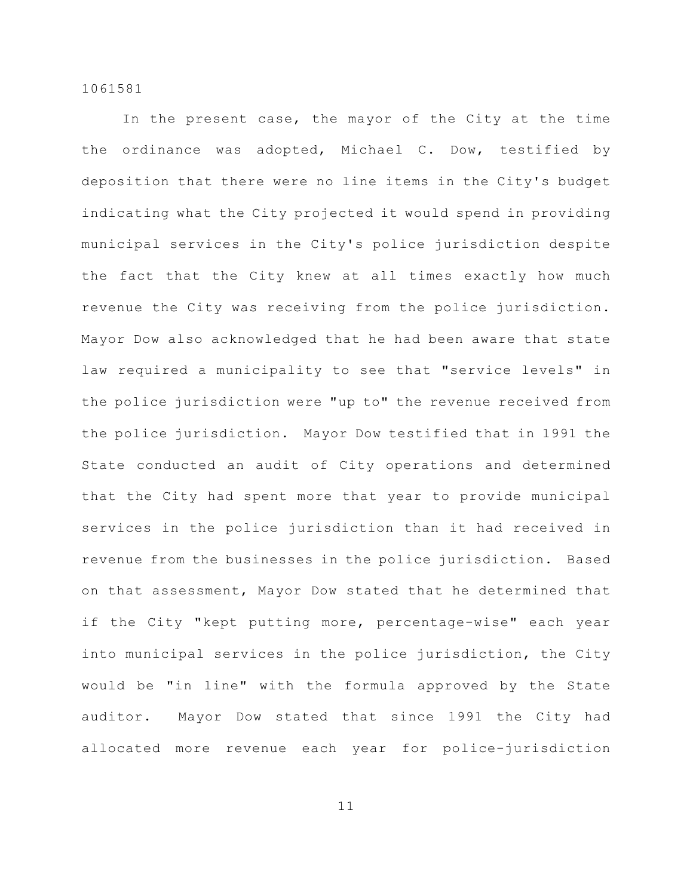In the present case, the mayor of the City at the time the ordinance was adopted, Michael C. Dow, testified by deposition that there were no line items in the City's budget indicating what the City projected it would spend in providing municipal services in the City's police jurisdiction despite the fact that the City knew at all times exactly how much revenue the City was receiving from the police jurisdiction. Mayor Dow also acknowledged that he had been aware that state law required a municipality to see that "service levels" in the police jurisdiction were "up to" the revenue received from the police jurisdiction. Mayor Dow testified that in 1991 the State conducted an audit of City operations and determined that the City had spent more that year to provide municipal services in the police jurisdiction than it had received in revenue from the businesses in the police jurisdiction. Based on that assessment, Mayor Dow stated that he determined that if the City "kept putting more, percentage-wise" each year into municipal services in the police jurisdiction, the City would be "in line" with the formula approved by the State auditor. Mayor Dow stated that since 1991 the City had allocated more revenue each year for police-jurisdiction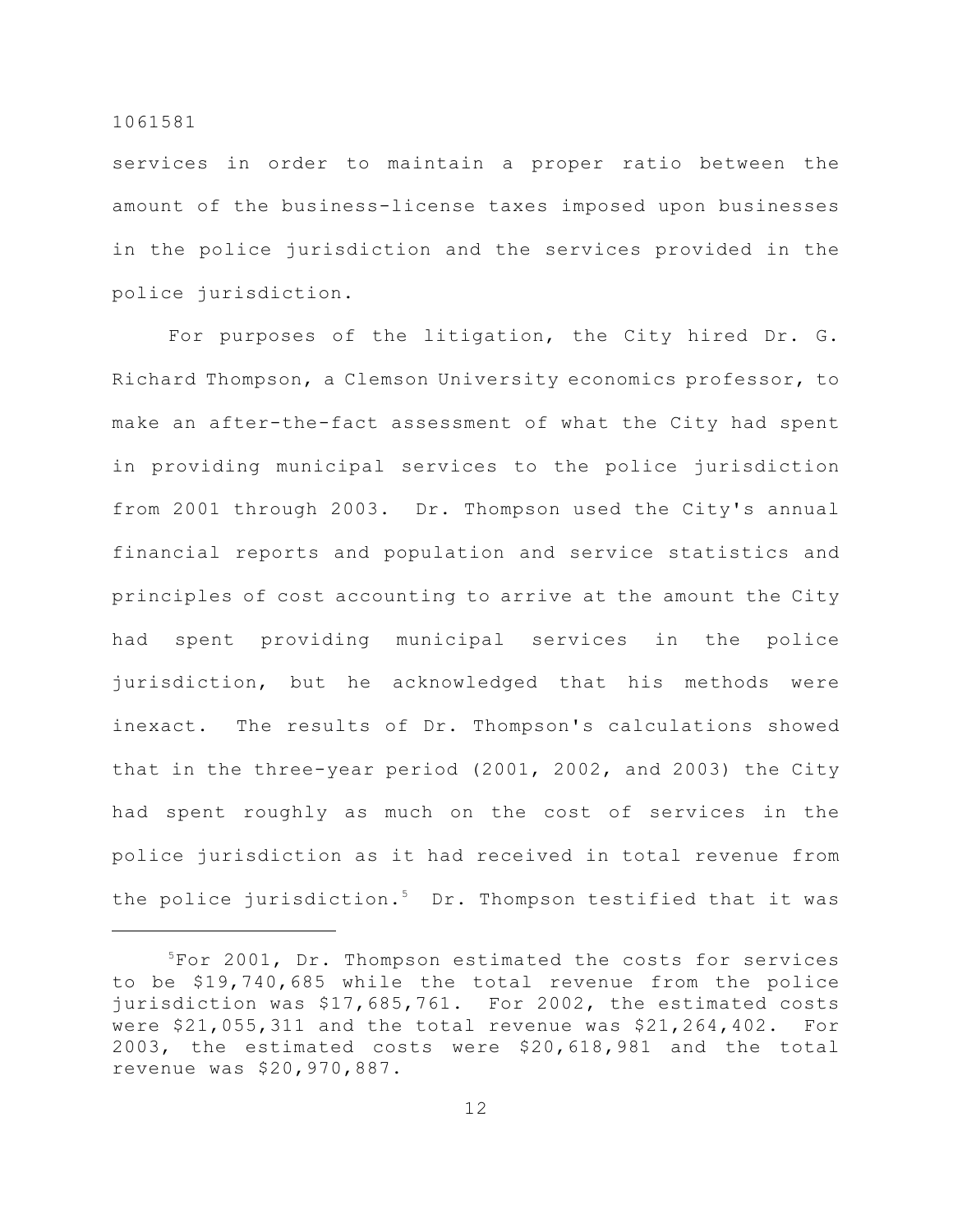services in order to maintain a proper ratio between the amount of the business-license taxes imposed upon businesses in the police jurisdiction and the services provided in the police jurisdiction.

For purposes of the litigation, the City hired Dr. G. Richard Thompson, a Clemson University economics professor, to make an after-the-fact assessment of what the City had spent in providing municipal services to the police jurisdiction from 2001 through 2003. Dr. Thompson used the City's annual financial reports and population and service statistics and principles of cost accounting to arrive at the amount the City had spent providing municipal services in the police jurisdiction, but he acknowledged that his methods were inexact. The results of Dr. Thompson's calculations showed that in the three-year period (2001, 2002, and 2003) the City had spent roughly as much on the cost of services in the police jurisdiction as it had received in total revenue from the police jurisdiction.[5] Dr. Thompson testified that it was

---

[5]For 2001, Dr. Thompson estimated the costs for services to be $19,740,685 while the total revenue from the police jurisdiction was $17,685,761. For 2002, the estimated costs were $21,055,311 and the total revenue was $21,264,402. For 2003, the estimated costs were $20,618,981 and the total revenue was $20,970,887.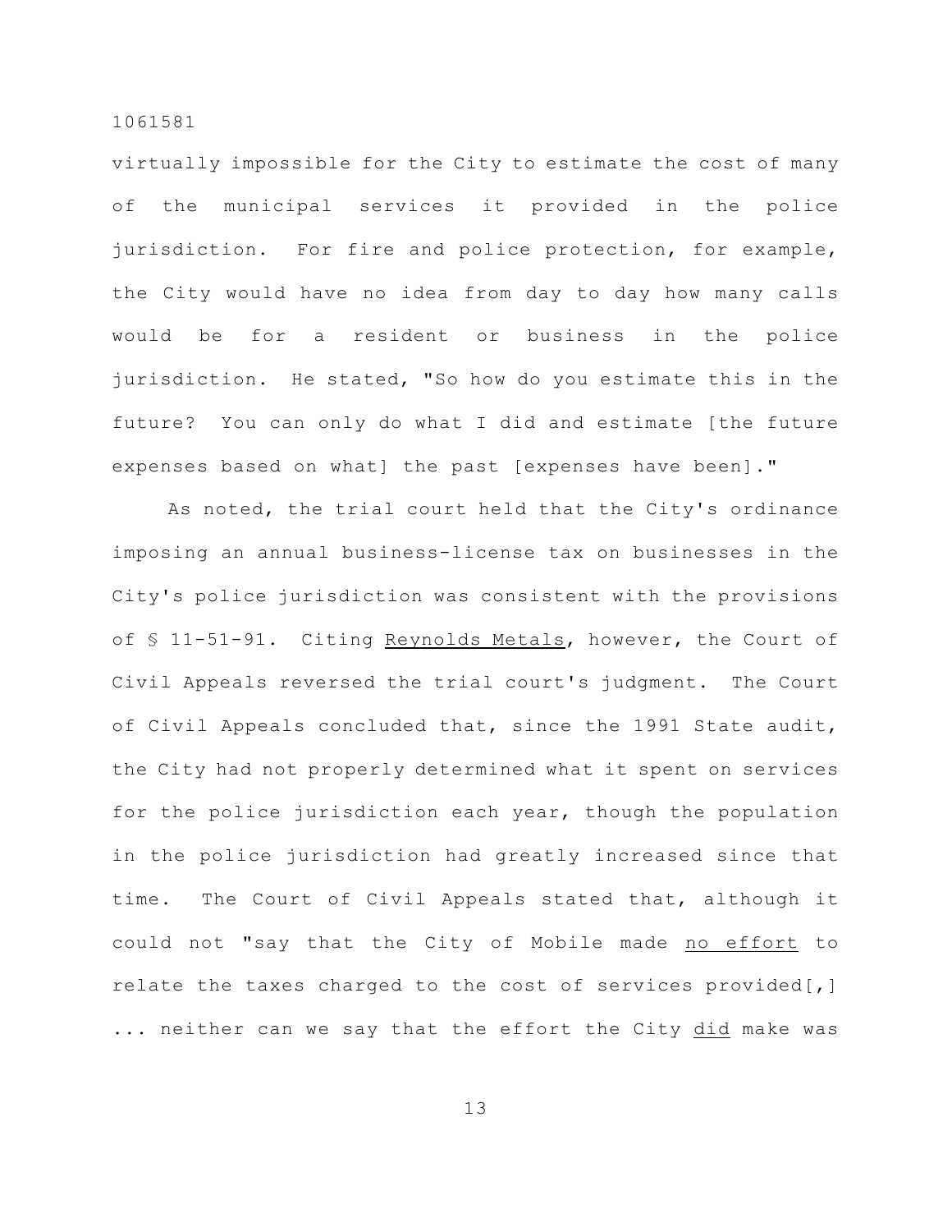virtually impossible for the City to estimate the cost of many of the municipal services it provided in the police jurisdiction. For fire and police protection, for example, the City would have no idea from day to day how many calls would be for a resident or business in the police jurisdiction. He stated, "So how do you estimate this in the future? You can only do what I did and estimate [the future expenses based on what] the past [expenses have been]."

As noted, the trial court held that the City's ordinance imposing an annual business-license tax on businesses in the City's police jurisdiction was consistent with the provisions of § 11-51-91. Citing Reynolds Metals, however, the Court of Civil Appeals reversed the trial court's judgment. The Court of Civil Appeals concluded that, since the 1991 State audit, the City had not properly determined what it spent on services for the police jurisdiction each year, though the population in the police jurisdiction had greatly increased since that time. The Court of Civil Appeals stated that, although it could not "say that the City of Mobile made no effort to relate the taxes charged to the cost of services provided[,] ... neither can we say that the effort the City did make was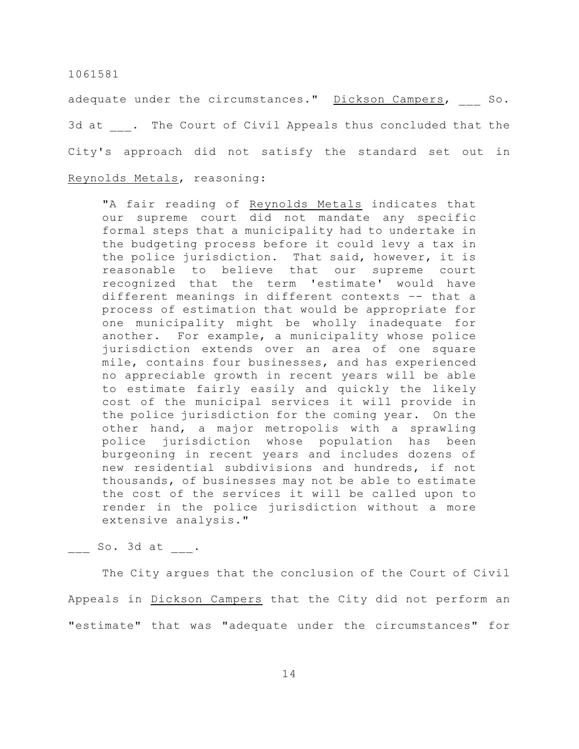adequate under the circumstances." Dickson Campers, ___ So. 3d at ___. The Court of Civil Appeals thus concluded that the City's approach did not satisfy the standard set out in Reynolds Metals, reasoning:

> "A fair reading of Reynolds Metals indicates that our supreme court did not mandate any specific formal steps that a municipality had to undertake in the budgeting process before it could levy a tax in the police jurisdiction. That said, however, it is reasonable to believe that our supreme court recognized that the term 'estimate' would have different meanings in different contexts -- that a process of estimation that would be appropriate for one municipality might be wholly inadequate for another. For example, a municipality whose police jurisdiction extends over an area of one square mile, contains four businesses, and has experienced no appreciable growth in recent years will be able to estimate fairly easily and quickly the likely cost of the municipal services it will provide in the police jurisdiction for the coming year. On the other hand, a major metropolis with a sprawling police jurisdiction whose population has been burgeoning in recent years and includes dozens of new residential subdivisions and hundreds, if not thousands, of businesses may not be able to estimate the cost of the services it will be called upon to render in the police jurisdiction without a more extensive analysis."

___ So. 3d at ___.

The City argues that the conclusion of the Court of Civil Appeals in Dickson Campers that the City did not perform an "estimate" that was "adequate under the circumstances" for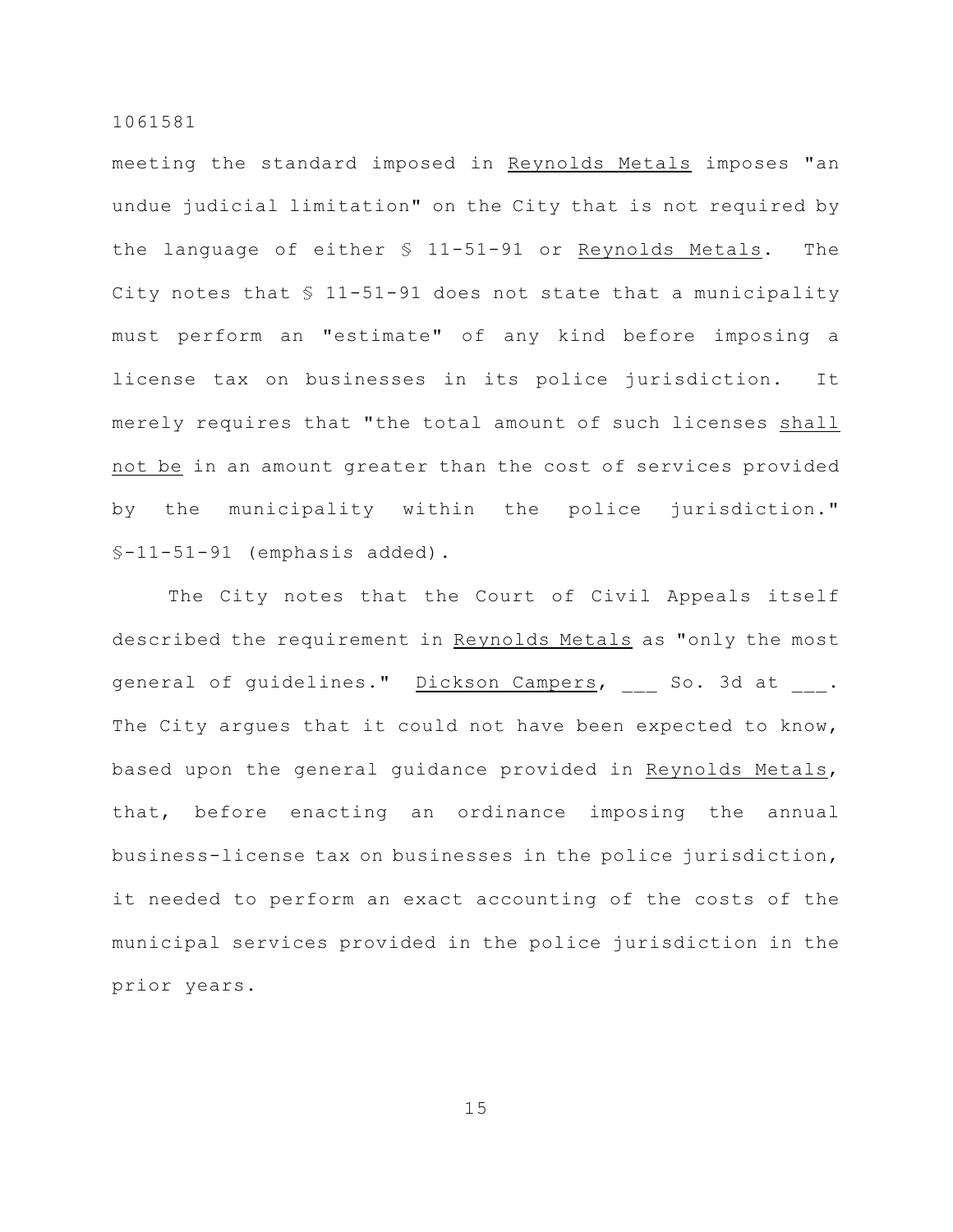meeting the standard imposed in Reynolds Metals imposes "an undue judicial limitation" on the City that is not required by the language of either § 11-51-91 or Reynolds Metals. The City notes that § 11-51-91 does not state that a municipality must perform an "estimate" of any kind before imposing a license tax on businesses in its police jurisdiction. It merely requires that "the total amount of such licenses shall not be in an amount greater than the cost of services provided by the municipality within the police jurisdiction." §-11-51-91 (emphasis added).

The City notes that the Court of Civil Appeals itself described the requirement in Reynolds Metals as "only the most general of guidelines." Dickson Campers, ___ So. 3d at ___. The City argues that it could not have been expected to know, based upon the general guidance provided in Reynolds Metals, that, before enacting an ordinance imposing the annual business-license tax on businesses in the police jurisdiction, it needed to perform an exact accounting of the costs of the municipal services provided in the police jurisdiction in the prior years.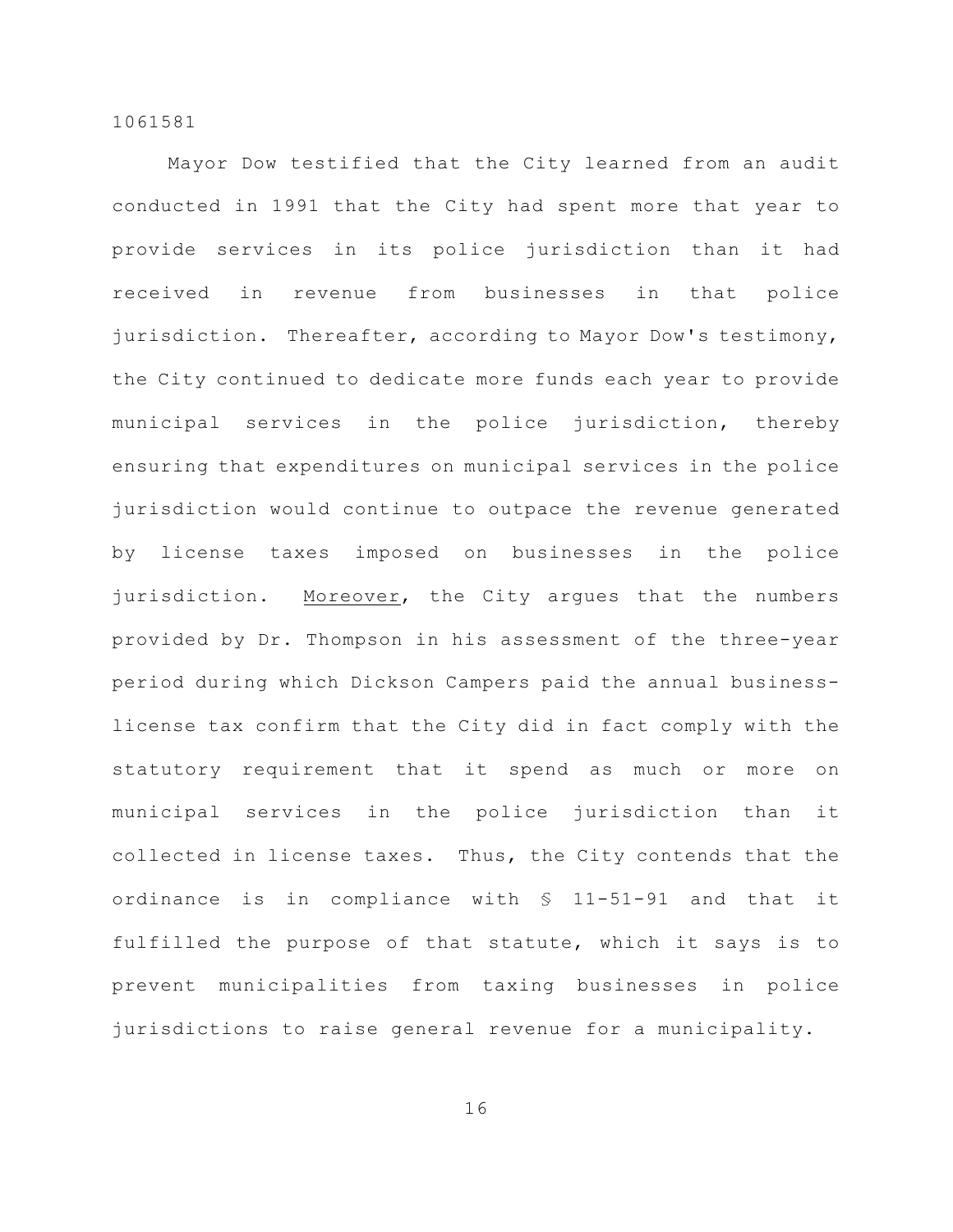Mayor Dow testified that the City learned from an audit conducted in 1991 that the City had spent more that year to provide services in its police jurisdiction than it had received in revenue from businesses in that police jurisdiction. Thereafter, according to Mayor Dow's testimony, the City continued to dedicate more funds each year to provide municipal services in the police jurisdiction, thereby ensuring that expenditures on municipal services in the police jurisdiction would continue to outpace the revenue generated by license taxes imposed on businesses in the police jurisdiction. Moreover, the City argues that the numbers provided by Dr. Thompson in his assessment of the three-year period during which Dickson Campers paid the annual business-license tax confirm that the City did in fact comply with the statutory requirement that it spend as much or more on municipal services in the police jurisdiction than it collected in license taxes. Thus, the City contends that the ordinance is in compliance with § 11-51-91 and that it fulfilled the purpose of that statute, which it says is to prevent municipalities from taxing businesses in police jurisdictions to raise general revenue for a municipality.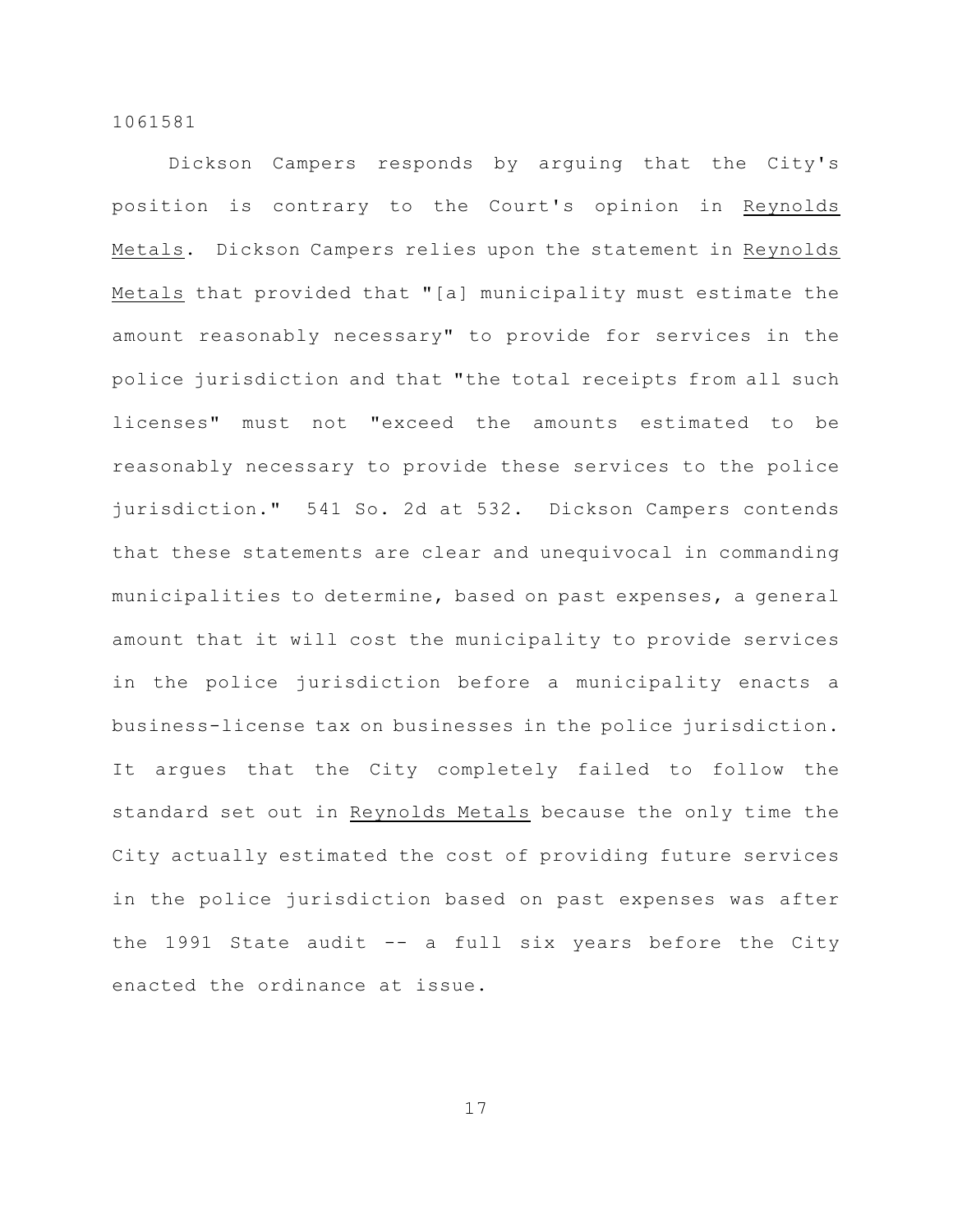Dickson Campers responds by arguing that the City's position is contrary to the Court's opinion in Reynolds Metals. Dickson Campers relies upon the statement in Reynolds Metals that provided that "[a] municipality must estimate the amount reasonably necessary" to provide for services in the police jurisdiction and that "the total receipts from all such licenses" must not "exceed the amounts estimated to be reasonably necessary to provide these services to the police jurisdiction." 541 So. 2d at 532. Dickson Campers contends that these statements are clear and unequivocal in commanding municipalities to determine, based on past expenses, a general amount that it will cost the municipality to provide services in the police jurisdiction before a municipality enacts a business-license tax on businesses in the police jurisdiction. It argues that the City completely failed to follow the standard set out in Reynolds Metals because the only time the City actually estimated the cost of providing future services in the police jurisdiction based on past expenses was after the 1991 State audit -- a full six years before the City enacted the ordinance at issue.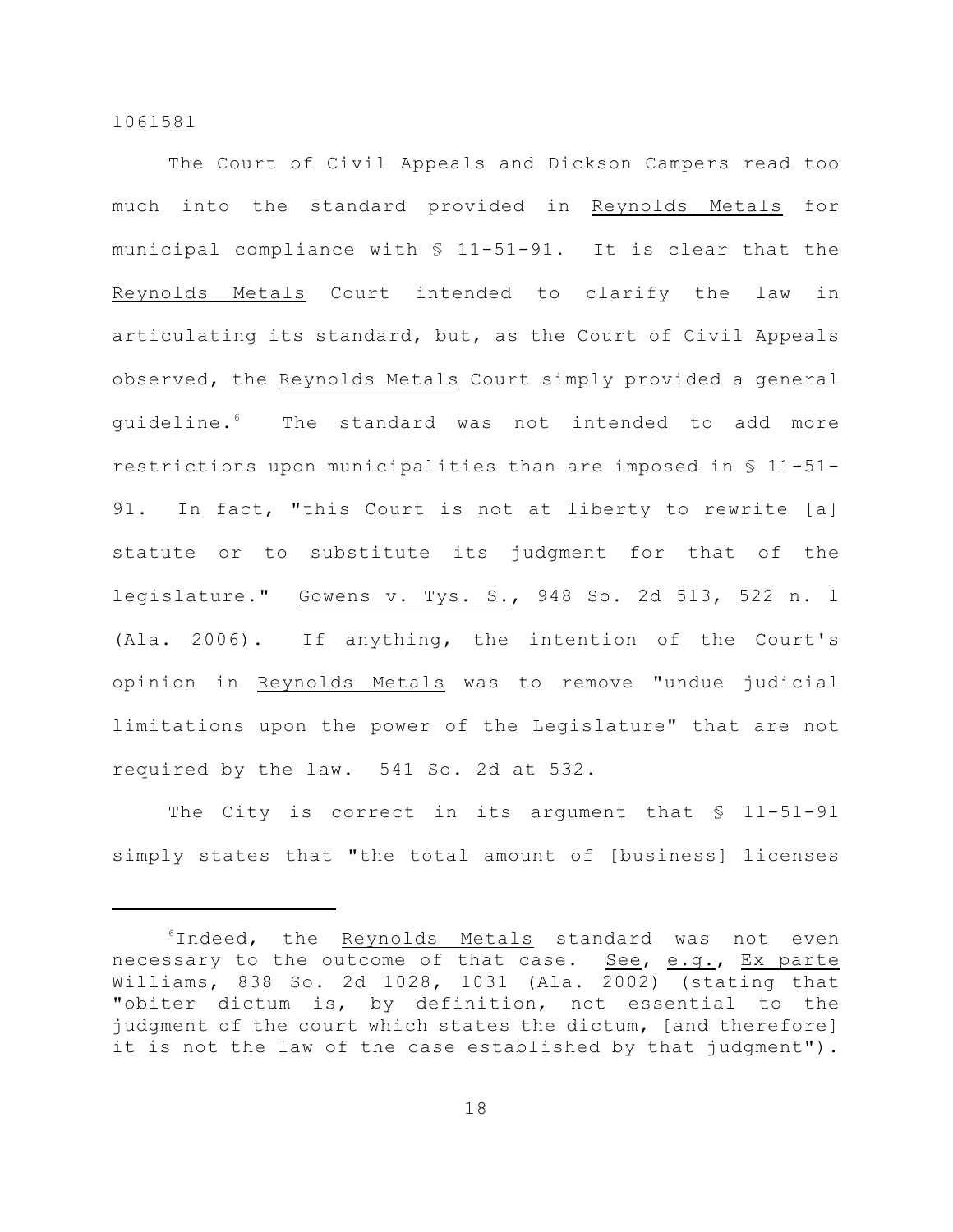The Court of Civil Appeals and Dickson Campers read too much into the standard provided in Reynolds Metals for municipal compliance with § 11-51-91. It is clear that the Reynolds Metals Court intended to clarify the law in articulating its standard, but, as the Court of Civil Appeals observed, the Reynolds Metals Court simply provided a general guideline.[6] The standard was not intended to add more restrictions upon municipalities than are imposed in § 11-51-91. In fact, "this Court is not at liberty to rewrite [a] statute or to substitute its judgment for that of the legislature." Gowens v. Tys. S., 948 So. 2d 513, 522 n. 1 (Ala. 2006). If anything, the intention of the Court's opinion in Reynolds Metals was to remove "undue judicial limitations upon the power of the Legislature" that are not required by the law. 541 So. 2d at 532.

The City is correct in its argument that § 11-51-91 simply states that "the total amount of [business] licenses

---

[6]Indeed, the Reynolds Metals standard was not even necessary to the outcome of that case. See, e.g., Ex parte Williams, 838 So. 2d 1028, 1031 (Ala. 2002) (stating that "obiter dictum is, by definition, not essential to the judgment of the court which states the dictum, [and therefore] it is not the law of the case established by that judgment").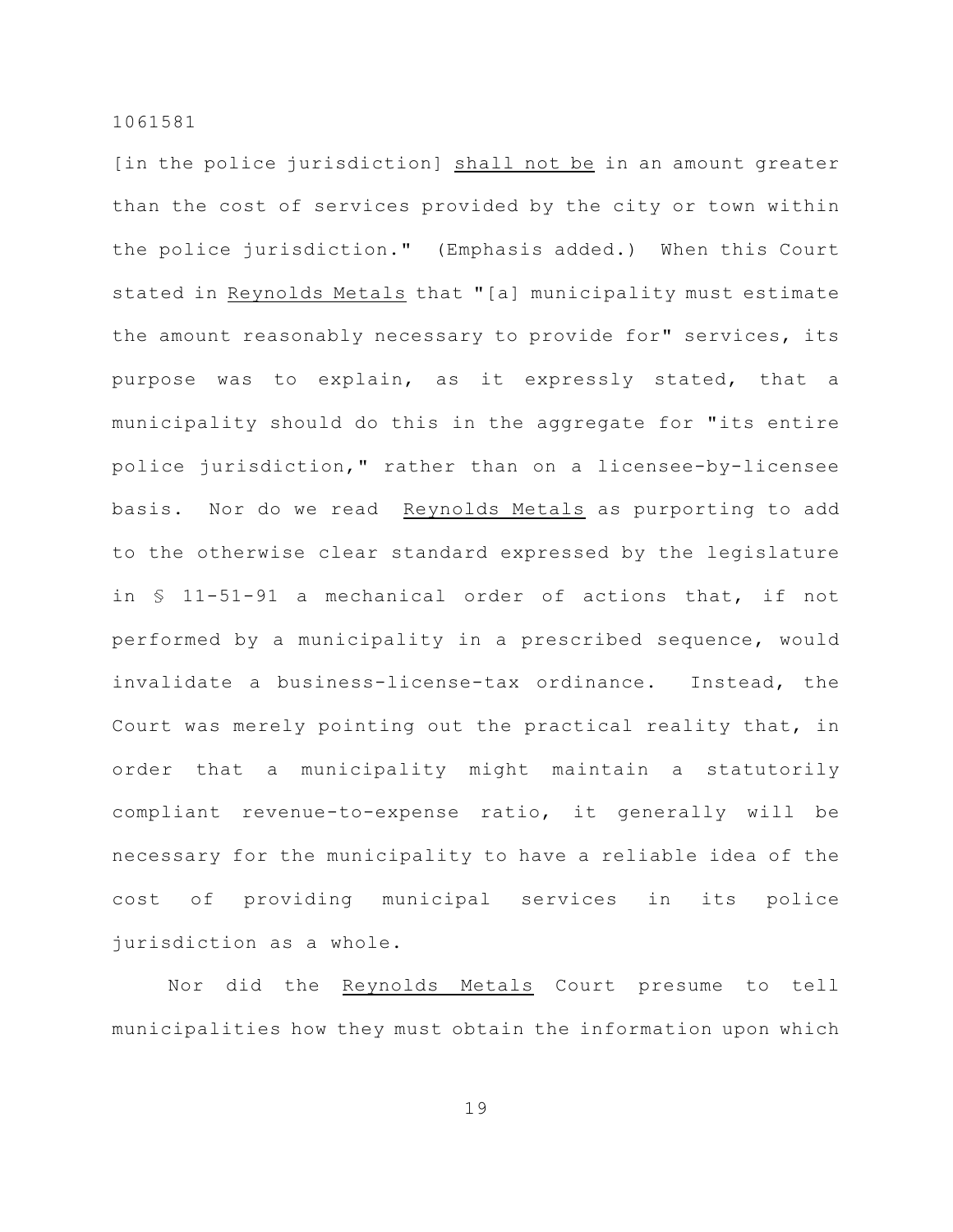[in the police jurisdiction] <u>shall not be</u> in an amount greater than the cost of services provided by the city or town within the police jurisdiction." (Emphasis added.) When this Court stated in <u>Reynolds Metals</u> that "[a] municipality must estimate the amount reasonably necessary to provide for" services, its purpose was to explain, as it expressly stated, that a municipality should do this in the aggregate for "its entire police jurisdiction," rather than on a licensee-by-licensee basis. Nor do we read <u>Reynolds Metals</u> as purporting to add to the otherwise clear standard expressed by the legislature in § 11-51-91 a mechanical order of actions that, if not performed by a municipality in a prescribed sequence, would invalidate a business-license-tax ordinance. Instead, the Court was merely pointing out the practical reality that, in order that a municipality might maintain a statutorily compliant revenue-to-expense ratio, it generally will be necessary for the municipality to have a reliable idea of the cost of providing municipal services in its police jurisdiction as a whole.

Nor did the <u>Reynolds Metals</u> Court presume to tell municipalities how they must obtain the information upon which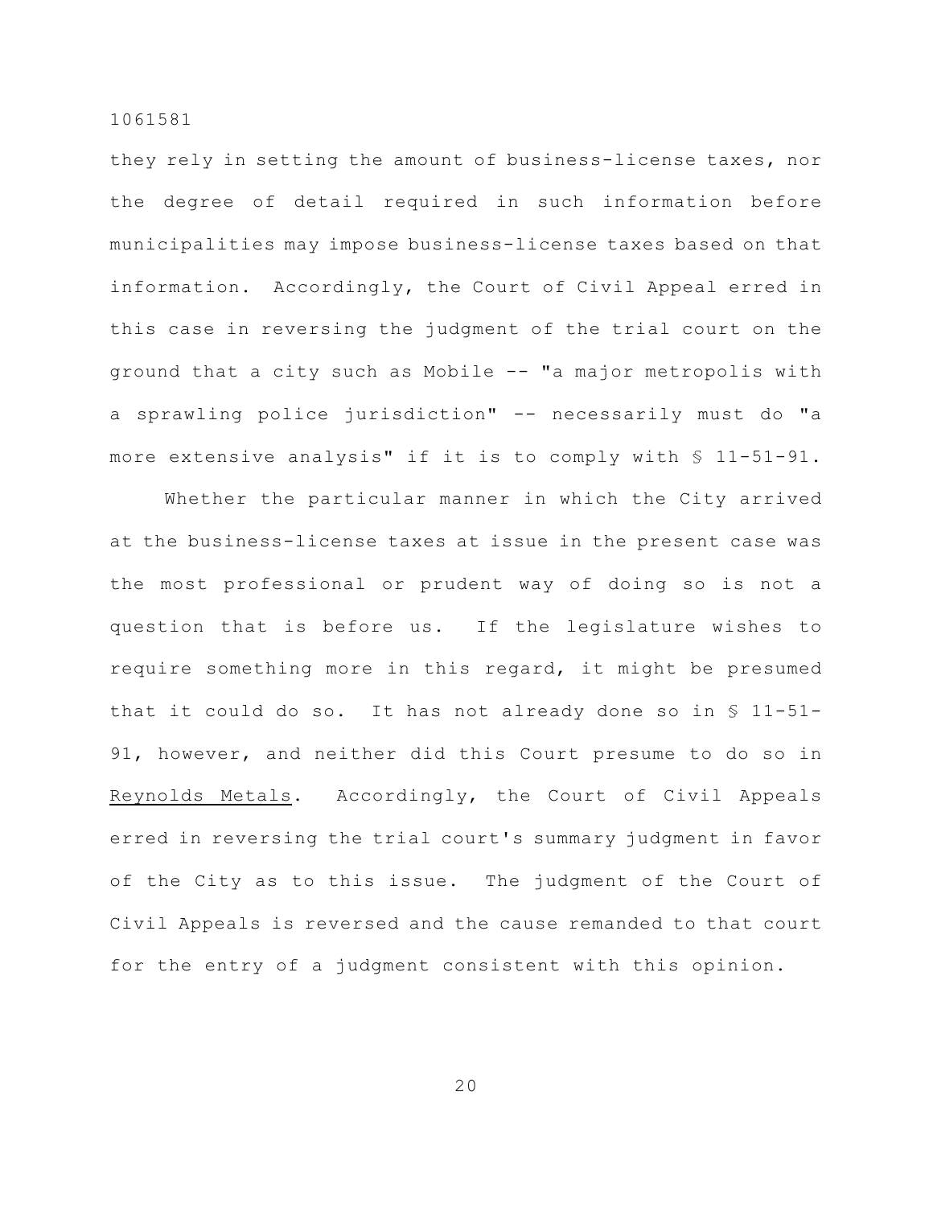they rely in setting the amount of business-license taxes, nor the degree of detail required in such information before municipalities may impose business-license taxes based on that information. Accordingly, the Court of Civil Appeal erred in this case in reversing the judgment of the trial court on the ground that a city such as Mobile -- "a major metropolis with a sprawling police jurisdiction" -- necessarily must do "a more extensive analysis" if it is to comply with § 11-51-91.

Whether the particular manner in which the City arrived at the business-license taxes at issue in the present case was the most professional or prudent way of doing so is not a question that is before us. If the legislature wishes to require something more in this regard, it might be presumed that it could do so. It has not already done so in § 11-51-91, however, and neither did this Court presume to do so in Reynolds Metals. Accordingly, the Court of Civil Appeals erred in reversing the trial court's summary judgment in favor of the City as to this issue. The judgment of the Court of Civil Appeals is reversed and the cause remanded to that court for the entry of a judgment consistent with this opinion.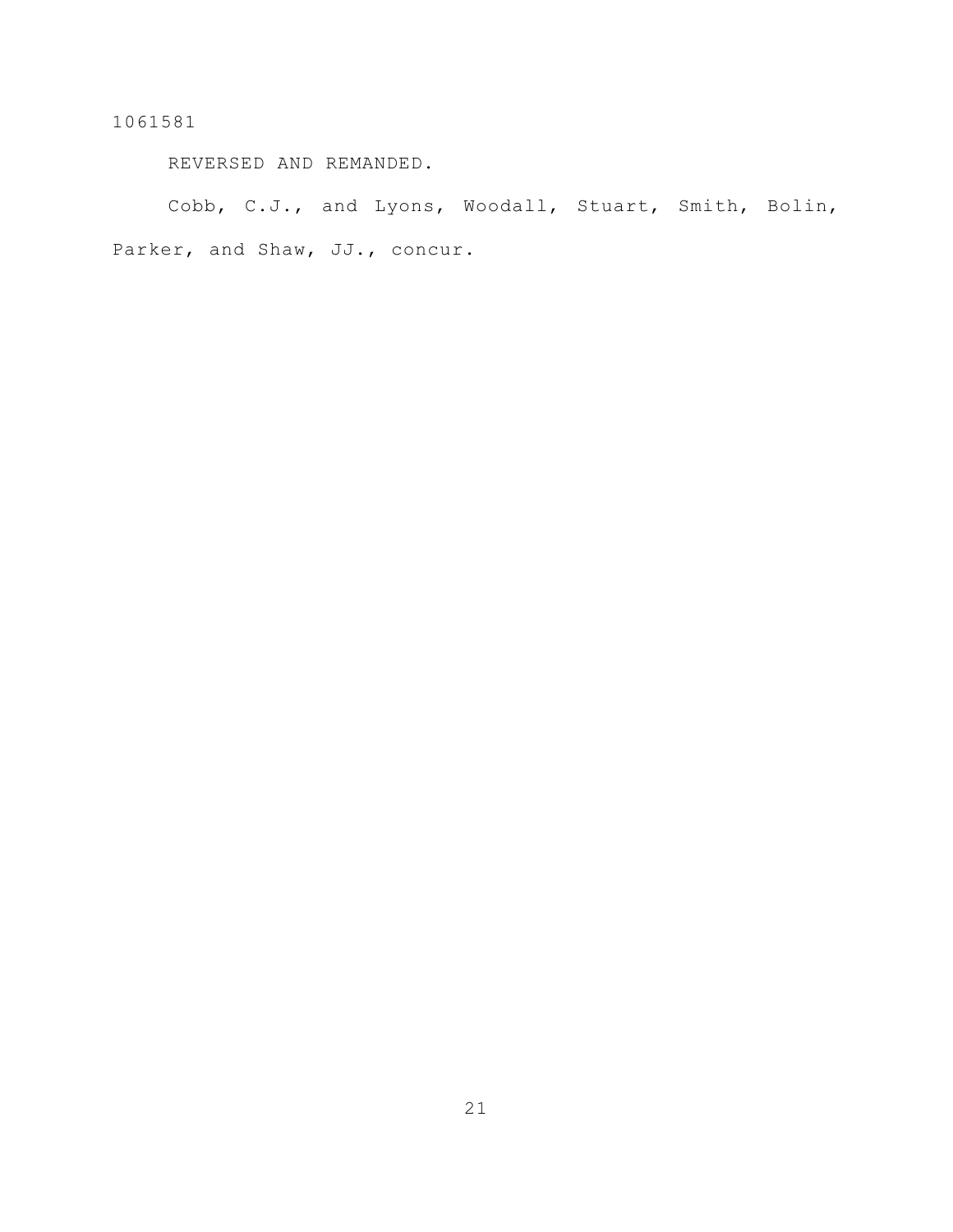REVERSED AND REMANDED.

Cobb, C.J., and Lyons, Woodall, Stuart, Smith, Bolin, Parker, and Shaw, JJ., concur.